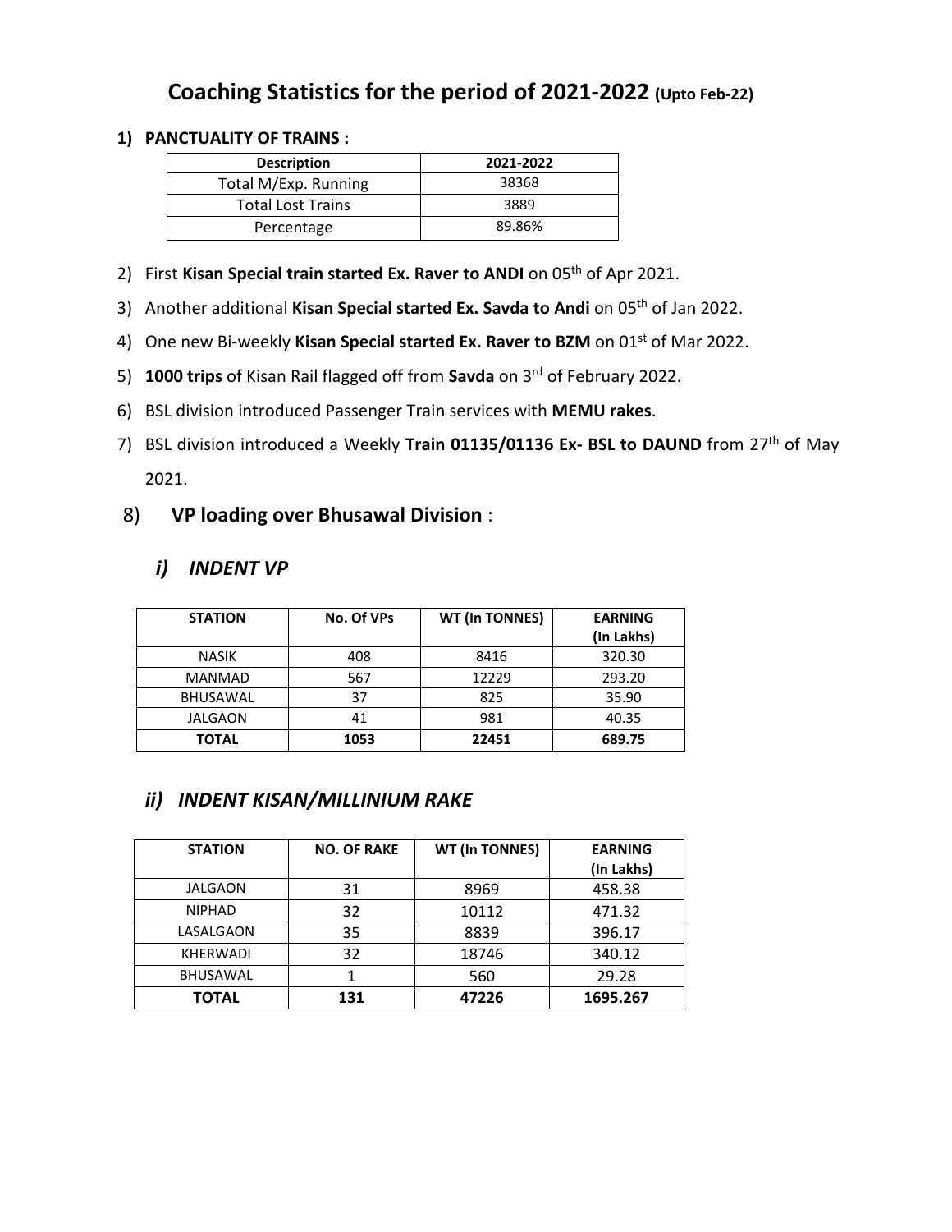# Coaching Statistics for the period of 2021-2022 (Upto Feb-22)

**1) PANCTUALITY OF TRAINS :**

| Description | 2021-2022 |
| --- | --- |
| Total M/Exp. Running | 38368 |
| Total Lost Trains | 3889 |
| Percentage | 89.86% |

2) First **Kisan Special train started Ex. Raver to ANDI** on 05th of Apr 2021.

3) Another additional **Kisan Special started Ex. Savda to Andi** on 05th of Jan 2022.

4) One new Bi-weekly **Kisan Special started Ex. Raver to BZM** on 01st of Mar 2022.

5) **1000 trips** of Kisan Rail flagged off from **Savda** on 3rd of February 2022.

6) BSL division introduced Passenger Train services with **MEMU rakes**.

7) BSL division introduced a Weekly **Train 01135/01136 Ex- BSL to DAUND** from 27th of May 2021.

8) **VP loading over Bhusawal Division** :

### *i) INDENT VP*

| STATION | No. Of VPs | WT (In TONNES) | EARNING (In Lakhs) |
| --- | --- | --- | --- |
| NASIK | 408 | 8416 | 320.30 |
| MANMAD | 567 | 12229 | 293.20 |
| BHUSAWAL | 37 | 825 | 35.90 |
| JALGAON | 41 | 981 | 40.35 |
| **TOTAL** | **1053** | **22451** | **689.75** |

### *ii) INDENT KISAN/MILLINIUM RAKE*

| STATION | NO. OF RAKE | WT (In TONNES) | EARNING (In Lakhs) |
| --- | --- | --- | --- |
| JALGAON | 31 | 8969 | 458.38 |
| NIPHAD | 32 | 10112 | 471.32 |
| LASALGAON | 35 | 8839 | 396.17 |
| KHERWADI | 32 | 18746 | 340.12 |
| BHUSAWAL | 1 | 560 | 29.28 |
| **TOTAL** | **131** | **47226** | **1695.267** |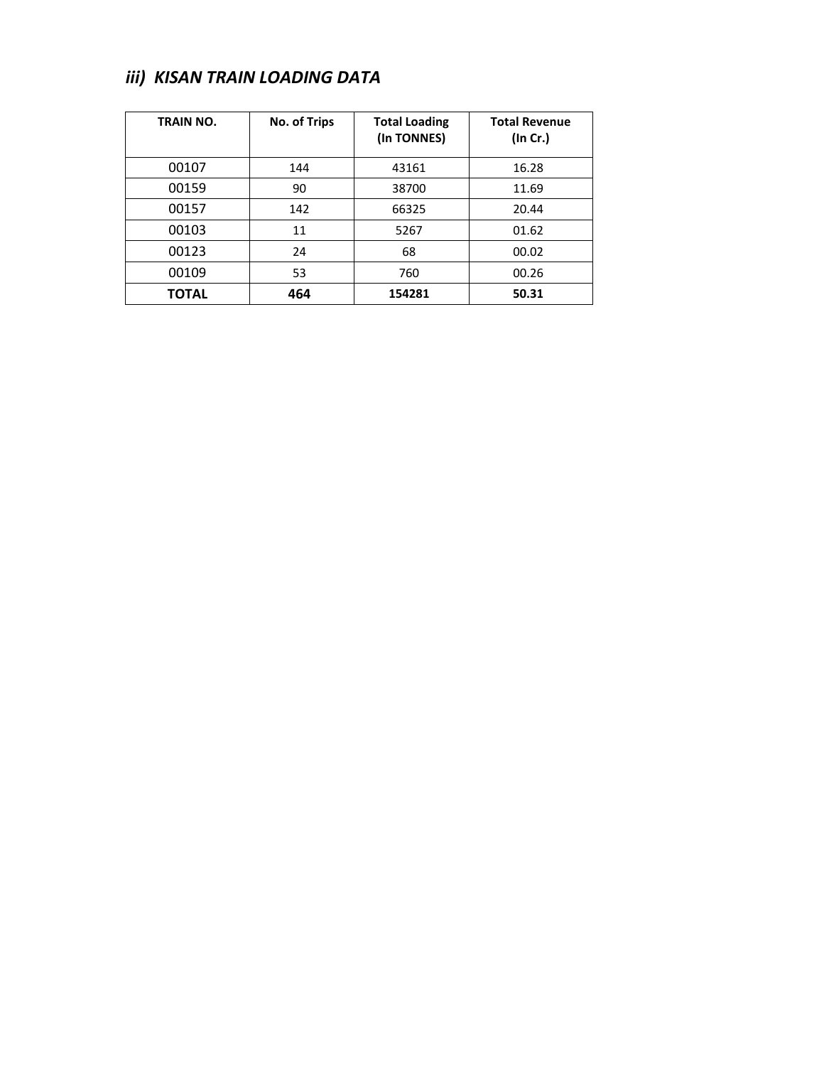### *iii) KISAN TRAIN LOADING DATA*

| TRAIN NO. | No. of Trips | Total Loading (In TONNES) | Total Revenue (In Cr.) |
|---|---|---|---|
| 00107 | 144 | 43161 | 16.28 |
| 00159 | 90 | 38700 | 11.69 |
| 00157 | 142 | 66325 | 20.44 |
| 00103 | 11 | 5267 | 01.62 |
| 00123 | 24 | 68 | 00.02 |
| 00109 | 53 | 760 | 00.26 |
| **TOTAL** | **464** | **154281** | **50.31** |